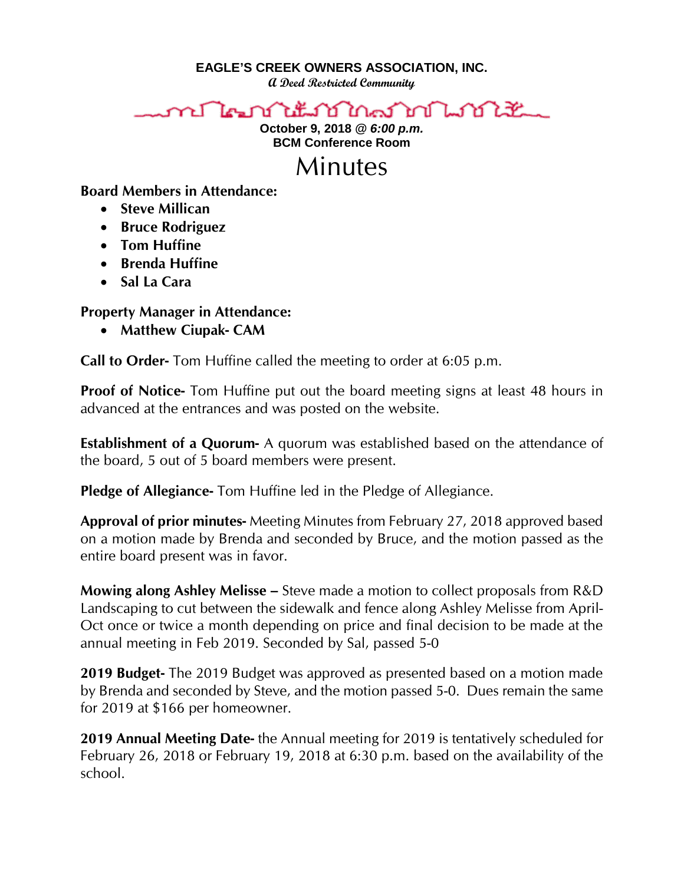**EAGLE'S CREEK OWNERS ASSOCIATION, INC.**
*A Deed Restricted Community*

**October 9, 2018 @ *6:00 p.m.***
**BCM Conference Room**

# Minutes

**Board Members in Attendance:**

- **Steve Millican**
- **Bruce Rodriguez**
- **Tom Huffine**
- **Brenda Huffine**
- **Sal La Cara**

**Property Manager in Attendance:**

- **Matthew Ciupak- CAM**

**Call to Order-** Tom Huffine called the meeting to order at 6:05 p.m.

**Proof of Notice-** Tom Huffine put out the board meeting signs at least 48 hours in advanced at the entrances and was posted on the website.

**Establishment of a Quorum-** A quorum was established based on the attendance of the board, 5 out of 5 board members were present.

**Pledge of Allegiance-** Tom Huffine led in the Pledge of Allegiance.

**Approval of prior minutes-** Meeting Minutes from February 27, 2018 approved based on a motion made by Brenda and seconded by Bruce, and the motion passed as the entire board present was in favor.

**Mowing along Ashley Melisse –** Steve made a motion to collect proposals from R&D Landscaping to cut between the sidewalk and fence along Ashley Melisse from April-Oct once or twice a month depending on price and final decision to be made at the annual meeting in Feb 2019. Seconded by Sal, passed 5-0

**2019 Budget-** The 2019 Budget was approved as presented based on a motion made by Brenda and seconded by Steve, and the motion passed 5-0. Dues remain the same for 2019 at $166 per homeowner.

**2019 Annual Meeting Date-** the Annual meeting for 2019 is tentatively scheduled for February 26, 2018 or February 19, 2018 at 6:30 p.m. based on the availability of the school.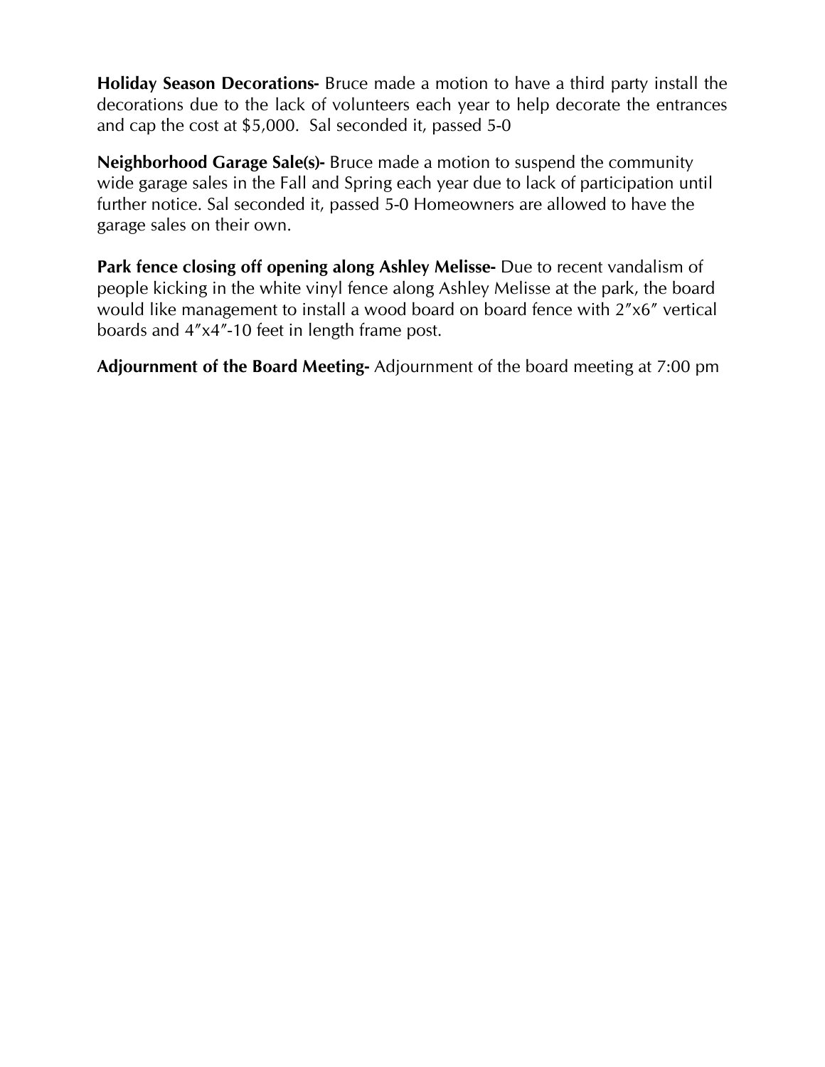**Holiday Season Decorations-** Bruce made a motion to have a third party install the decorations due to the lack of volunteers each year to help decorate the entrances and cap the cost at $5,000.  Sal seconded it, passed 5-0

**Neighborhood Garage Sale(s)-** Bruce made a motion to suspend the community wide garage sales in the Fall and Spring each year due to lack of participation until further notice. Sal seconded it, passed 5-0 Homeowners are allowed to have the garage sales on their own.

**Park fence closing off opening along Ashley Melisse-** Due to recent vandalism of people kicking in the white vinyl fence along Ashley Melisse at the park, the board would like management to install a wood board on board fence with 2″x6″ vertical boards and 4″x4″-10 feet in length frame post.

**Adjournment of the Board Meeting-** Adjournment of the board meeting at 7:00 pm